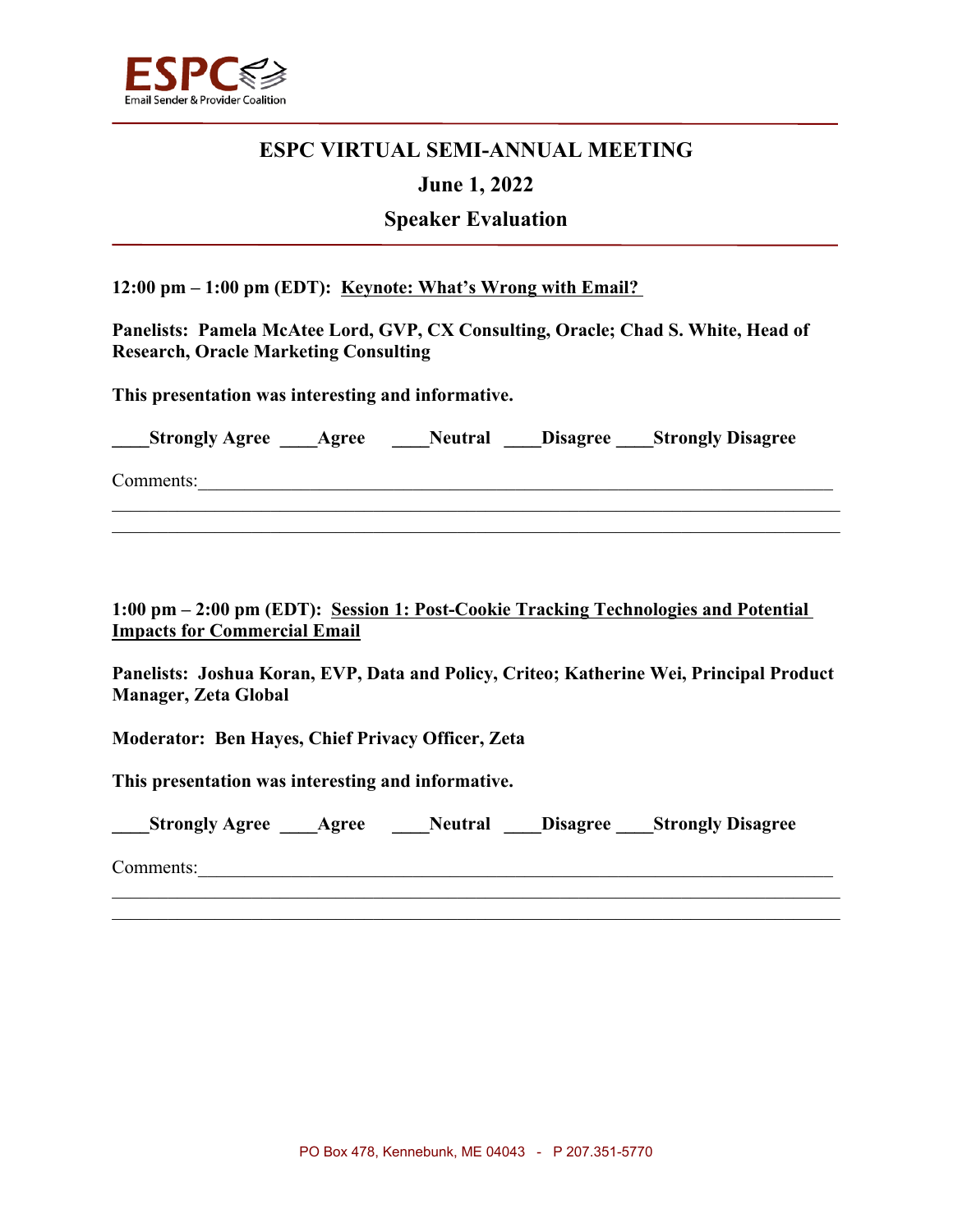ESPC
Email Sender & Provider Coalition

# ESPC VIRTUAL SEMI-ANNUAL MEETING

## June 1, 2022

## Speaker Evaluation

**12:00 pm – 1:00 pm (EDT): Keynote: What's Wrong with Email?**

**Panelists: Pamela McAtee Lord, GVP, CX Consulting, Oracle; Chad S. White, Head of Research, Oracle Marketing Consulting**

**This presentation was interesting and informative.**

**____Strongly Agree ____Agree ____Neutral ____Disagree ____Strongly Disagree**

Comments:____________________________________________________________________________

______________________________________________________________________________________

______________________________________________________________________________________

**1:00 pm – 2:00 pm (EDT): Session 1: Post-Cookie Tracking Technologies and Potential Impacts for Commercial Email**

**Panelists: Joshua Koran, EVP, Data and Policy, Criteo; Katherine Wei, Principal Product Manager, Zeta Global**

**Moderator: Ben Hayes, Chief Privacy Officer, Zeta**

**This presentation was interesting and informative.**

**____Strongly Agree ____Agree ____Neutral ____Disagree ____Strongly Disagree**

Comments:____________________________________________________________________________

______________________________________________________________________________________

______________________________________________________________________________________

PO Box 478, Kennebunk, ME 04043 - P 207.351-5770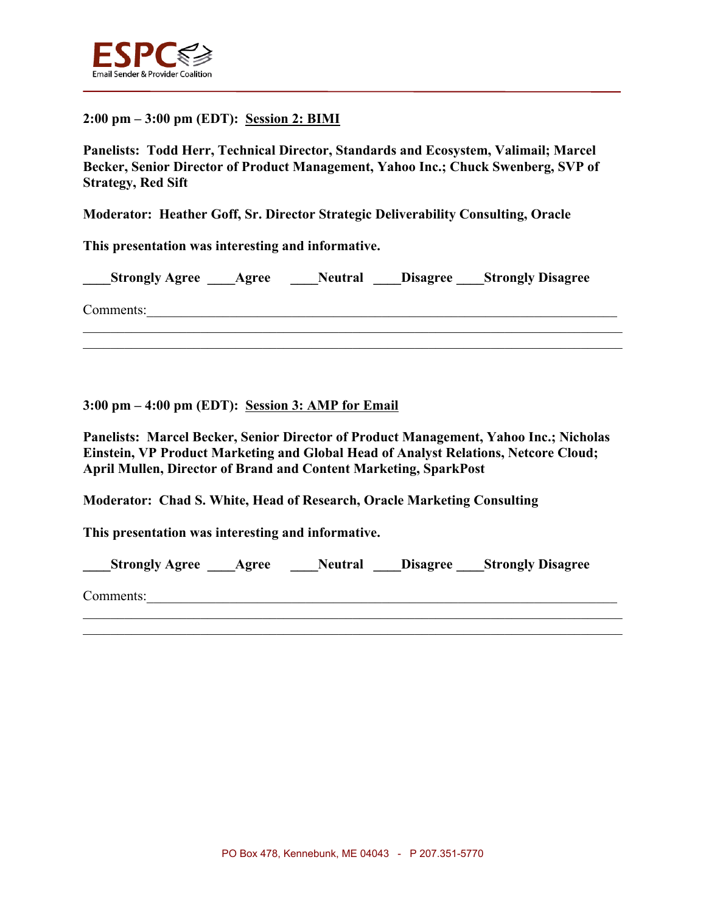**2:00 pm – 3:00 pm (EDT): Session 2: BIMI**

**Panelists: Todd Herr, Technical Director, Standards and Ecosystem, Valimail; Marcel Becker, Senior Director of Product Management, Yahoo Inc.; Chuck Swenberg, SVP of Strategy, Red Sift**

**Moderator: Heather Goff, Sr. Director Strategic Deliverability Consulting, Oracle**

**This presentation was interesting and informative.**

**\_\_\_\_Strongly Agree \_\_\_\_Agree \_\_\_\_Neutral \_\_\_\_Disagree \_\_\_\_Strongly Disagree**

Comments:\_\_\_\_\_\_\_\_\_\_\_\_\_\_\_\_\_\_\_\_\_\_\_\_\_\_\_\_\_\_\_\_\_\_\_\_\_\_\_\_\_\_\_\_\_\_\_\_\_\_\_\_\_\_\_\_\_\_\_\_\_\_\_\_\_\_

\_\_\_\_\_\_\_\_\_\_\_\_\_\_\_\_\_\_\_\_\_\_\_\_\_\_\_\_\_\_\_\_\_\_\_\_\_\_\_\_\_\_\_\_\_\_\_\_\_\_\_\_\_\_\_\_\_\_\_\_\_\_\_\_\_\_\_\_\_\_\_\_\_\_\_\_

\_\_\_\_\_\_\_\_\_\_\_\_\_\_\_\_\_\_\_\_\_\_\_\_\_\_\_\_\_\_\_\_\_\_\_\_\_\_\_\_\_\_\_\_\_\_\_\_\_\_\_\_\_\_\_\_\_\_\_\_\_\_\_\_\_\_\_\_\_\_\_\_\_\_\_\_

**3:00 pm – 4:00 pm (EDT): Session 3: AMP for Email**

**Panelists: Marcel Becker, Senior Director of Product Management, Yahoo Inc.; Nicholas Einstein, VP Product Marketing and Global Head of Analyst Relations, Netcore Cloud; April Mullen, Director of Brand and Content Marketing, SparkPost**

**Moderator: Chad S. White, Head of Research, Oracle Marketing Consulting**

**This presentation was interesting and informative.**

**\_\_\_\_Strongly Agree \_\_\_\_Agree \_\_\_\_Neutral \_\_\_\_Disagree \_\_\_\_Strongly Disagree**

Comments:\_\_\_\_\_\_\_\_\_\_\_\_\_\_\_\_\_\_\_\_\_\_\_\_\_\_\_\_\_\_\_\_\_\_\_\_\_\_\_\_\_\_\_\_\_\_\_\_\_\_\_\_\_\_\_\_\_\_\_\_\_\_\_\_\_\_

\_\_\_\_\_\_\_\_\_\_\_\_\_\_\_\_\_\_\_\_\_\_\_\_\_\_\_\_\_\_\_\_\_\_\_\_\_\_\_\_\_\_\_\_\_\_\_\_\_\_\_\_\_\_\_\_\_\_\_\_\_\_\_\_\_\_\_\_\_\_\_\_\_\_\_\_

\_\_\_\_\_\_\_\_\_\_\_\_\_\_\_\_\_\_\_\_\_\_\_\_\_\_\_\_\_\_\_\_\_\_\_\_\_\_\_\_\_\_\_\_\_\_\_\_\_\_\_\_\_\_\_\_\_\_\_\_\_\_\_\_\_\_\_\_\_\_\_\_\_\_\_\_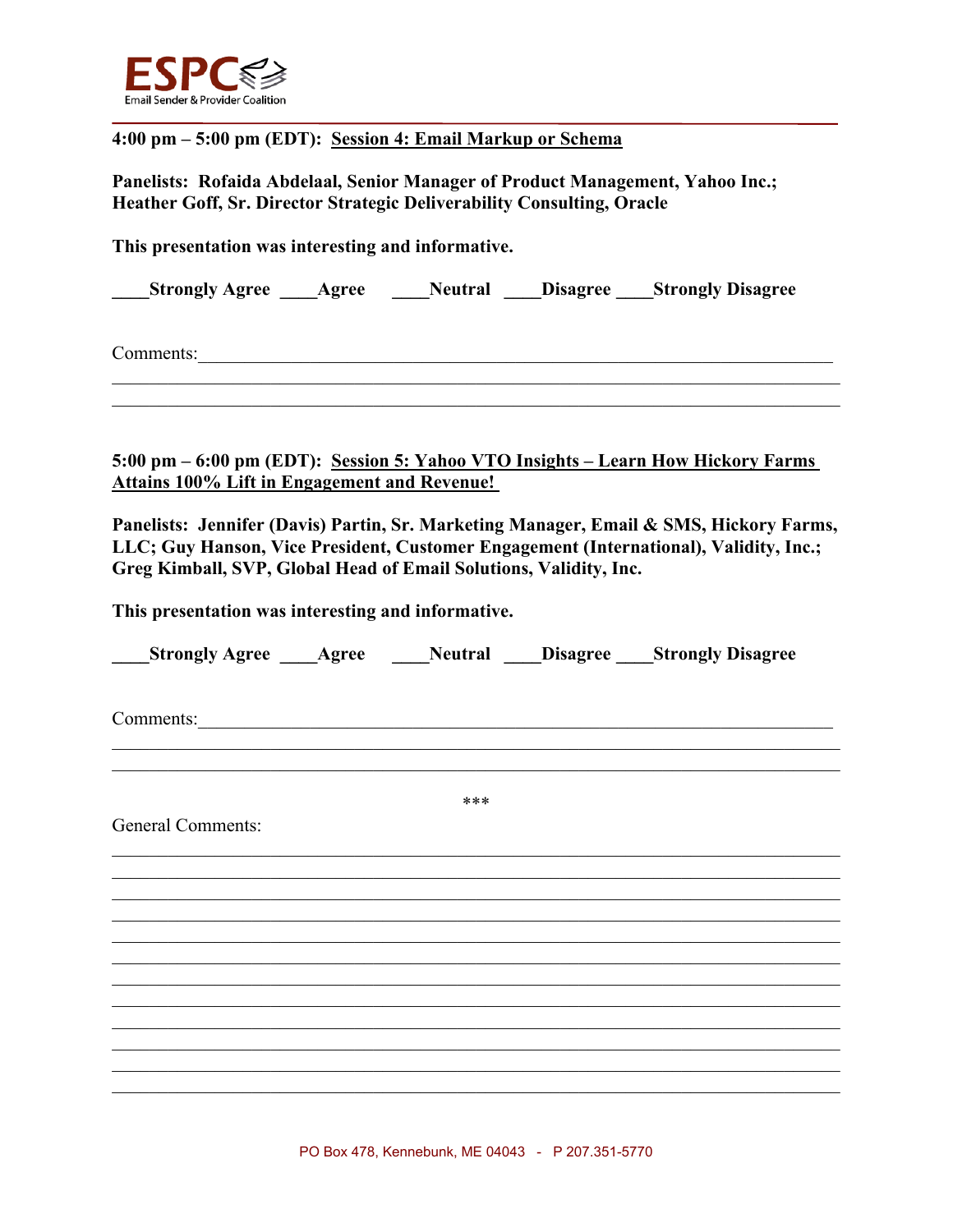**4:00 pm – 5:00 pm (EDT): Session 4: Email Markup or Schema**

**Panelists: Rofaida Abdelaal, Senior Manager of Product Management, Yahoo Inc.; Heather Goff, Sr. Director Strategic Deliverability Consulting, Oracle**

**This presentation was interesting and informative.**

**____Strongly Agree ____Agree ____Neutral ____Disagree ____Strongly Disagree**

Comments:______________________________________________________________________

______________________________________________________________________

______________________________________________________________________

**5:00 pm – 6:00 pm (EDT): Session 5: Yahoo VTO Insights – Learn How Hickory Farms Attains 100% Lift in Engagement and Revenue!**

**Panelists: Jennifer (Davis) Partin, Sr. Marketing Manager, Email & SMS, Hickory Farms, LLC; Guy Hanson, Vice President, Customer Engagement (International), Validity, Inc.; Greg Kimball, SVP, Global Head of Email Solutions, Validity, Inc.**

**This presentation was interesting and informative.**

**____Strongly Agree ____Agree ____Neutral ____Disagree ____Strongly Disagree**

Comments:______________________________________________________________________

______________________________________________________________________

______________________________________________________________________

***

General Comments:

______________________________________________________________________

______________________________________________________________________

______________________________________________________________________

______________________________________________________________________

______________________________________________________________________

______________________________________________________________________

______________________________________________________________________

______________________________________________________________________

______________________________________________________________________

______________________________________________________________________

______________________________________________________________________

______________________________________________________________________